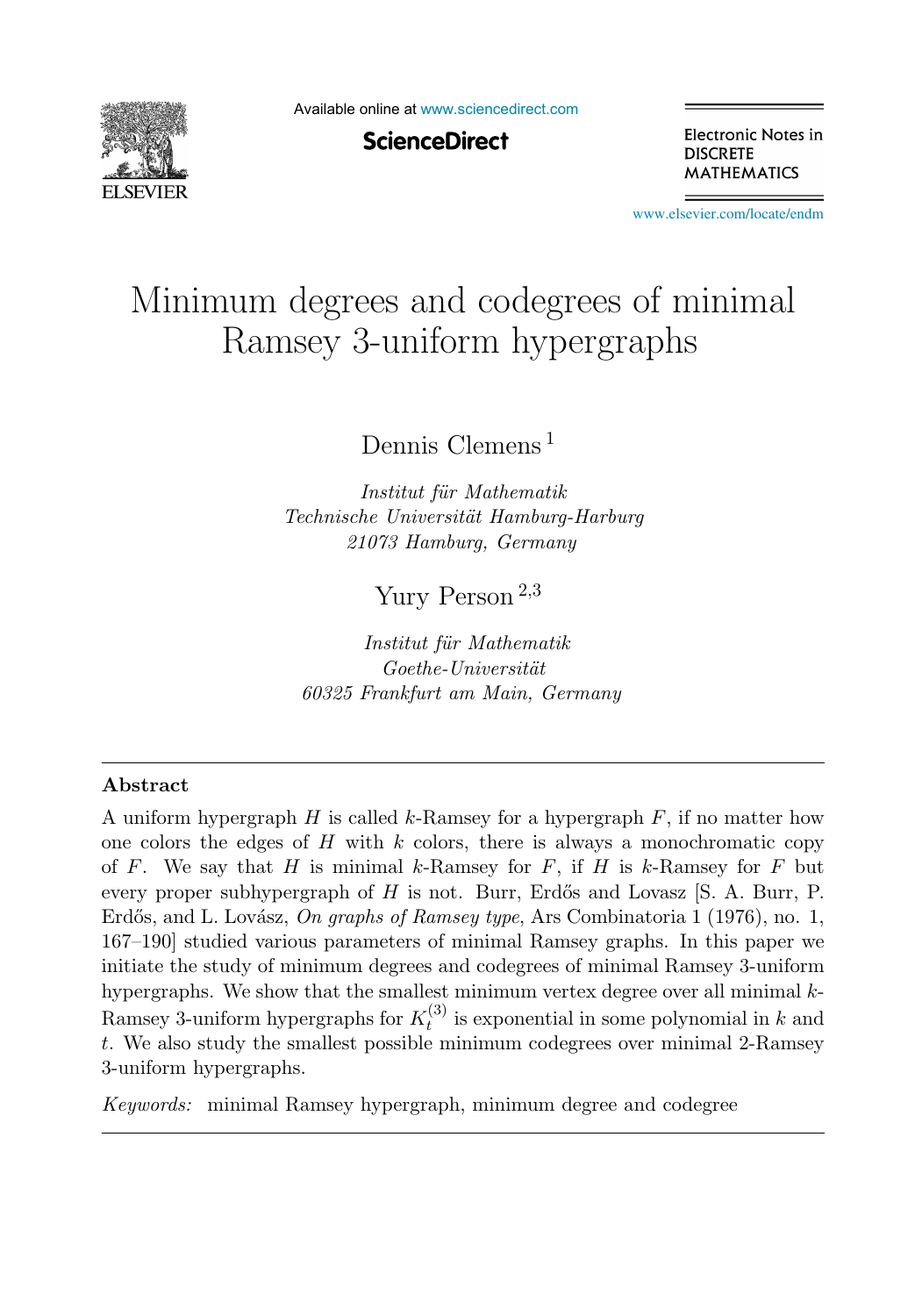# Minimum degrees and codegrees of minimal Ramsey 3-uniform hypergraphs

Dennis Clemens [1]

*Institut für Mathematik*
*Technische Universität Hamburg-Harburg*
*21073 Hamburg, Germany*

Yury Person [2,3]

*Institut für Mathematik*
*Goethe-Universität*
*60325 Frankfurt am Main, Germany*

---

## Abstract

A uniform hypergraph $H$ is called $k$-Ramsey for a hypergraph $F$, if no matter how one colors the edges of $H$ with $k$ colors, there is always a monochromatic copy of $F$. We say that $H$ is minimal $k$-Ramsey for $F$, if $H$ is $k$-Ramsey for $F$ but every proper subhypergraph of $H$ is not. Burr, Erdős and Lovasz [S. A. Burr, P. Erdős, and L. Lovász, *On graphs of Ramsey type*, Ars Combinatoria 1 (1976), no. 1, 167–190] studied various parameters of minimal Ramsey graphs. In this paper we initiate the study of minimum degrees and codegrees of minimal Ramsey 3-uniform hypergraphs. We show that the smallest minimum vertex degree over all minimal $k$-Ramsey 3-uniform hypergraphs for $K_t^{(3)}$ is exponential in some polynomial in $k$ and $t$. We also study the smallest possible minimum codegrees over minimal 2-Ramsey 3-uniform hypergraphs.

*Keywords:* minimal Ramsey hypergraph, minimum degree and codegree

---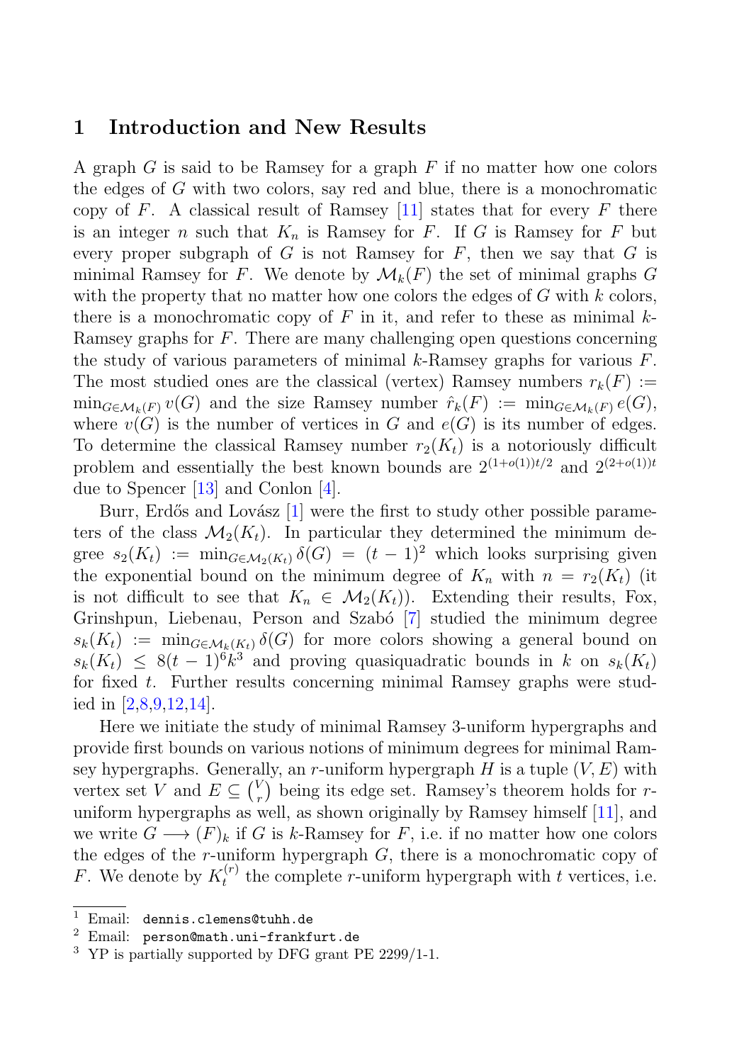## 1 Introduction and New Results

A graph $G$ is said to be Ramsey for a graph $F$ if no matter how one colors the edges of $G$ with two colors, say red and blue, there is a monochromatic copy of $F$. A classical result of Ramsey [11] states that for every $F$ there is an integer $n$ such that $K_n$ is Ramsey for $F$. If $G$ is Ramsey for $F$ but every proper subgraph of $G$ is not Ramsey for $F$, then we say that $G$ is minimal Ramsey for $F$. We denote by $\mathcal{M}_k(F)$ the set of minimal graphs $G$ with the property that no matter how one colors the edges of $G$ with $k$ colors, there is a monochromatic copy of $F$ in it, and refer to these as minimal $k$-Ramsey graphs for $F$. There are many challenging open questions concerning the study of various parameters of minimal $k$-Ramsey graphs for various $F$. The most studied ones are the classical (vertex) Ramsey numbers $r_k(F) := \min_{G \in \mathcal{M}_k(F)} v(G)$ and the size Ramsey number $\hat{r}_k(F) := \min_{G \in \mathcal{M}_k(F)} e(G)$, where $v(G)$ is the number of vertices in $G$ and $e(G)$ is its number of edges. To determine the classical Ramsey number $r_2(K_t)$ is a notoriously difficult problem and essentially the best known bounds are $2^{(1+o(1))t/2}$ and $2^{(2+o(1))t}$ due to Spencer [13] and Conlon [4].

Burr, Erdős and Lovász [1] were the first to study other possible parameters of the class $\mathcal{M}_2(K_t)$. In particular they determined the minimum degree $s_2(K_t) := \min_{G \in \mathcal{M}_2(K_t)} \delta(G) = (t-1)^2$ which looks surprising given the exponential bound on the minimum degree of $K_n$ with $n = r_2(K_t)$ (it is not difficult to see that $K_n \in \mathcal{M}_2(K_t)$). Extending their results, Fox, Grinshpun, Liebenau, Person and Szabó [7] studied the minimum degree $s_k(K_t) := \min_{G \in \mathcal{M}_k(K_t)} \delta(G)$ for more colors showing a general bound on $s_k(K_t) \leq 8(t-1)^6 k^3$ and proving quasiquadratic bounds in $k$ on $s_k(K_t)$ for fixed $t$. Further results concerning minimal Ramsey graphs were studied in [2,8,9,12,14].

Here we initiate the study of minimal Ramsey 3-uniform hypergraphs and provide first bounds on various notions of minimum degrees for minimal Ramsey hypergraphs. Generally, an $r$-uniform hypergraph $H$ is a tuple $(V, E)$ with vertex set $V$ and $E \subseteq \binom{V}{r}$ being its edge set. Ramsey's theorem holds for $r$-uniform hypergraphs as well, as shown originally by Ramsey himself [11], and we write $G \longrightarrow (F)_k$ if $G$ is $k$-Ramsey for $F$, i.e. if no matter how one colors the edges of the $r$-uniform hypergraph $G$, there is a monochromatic copy of $F$. We denote by $K_t^{(r)}$ the complete $r$-uniform hypergraph with $t$ vertices, i.e.

[1] Email: dennis.clemens@tuhh.de

[2] Email: person@math.uni-frankfurt.de

[3] YP is partially supported by DFG grant PE 2299/1-1.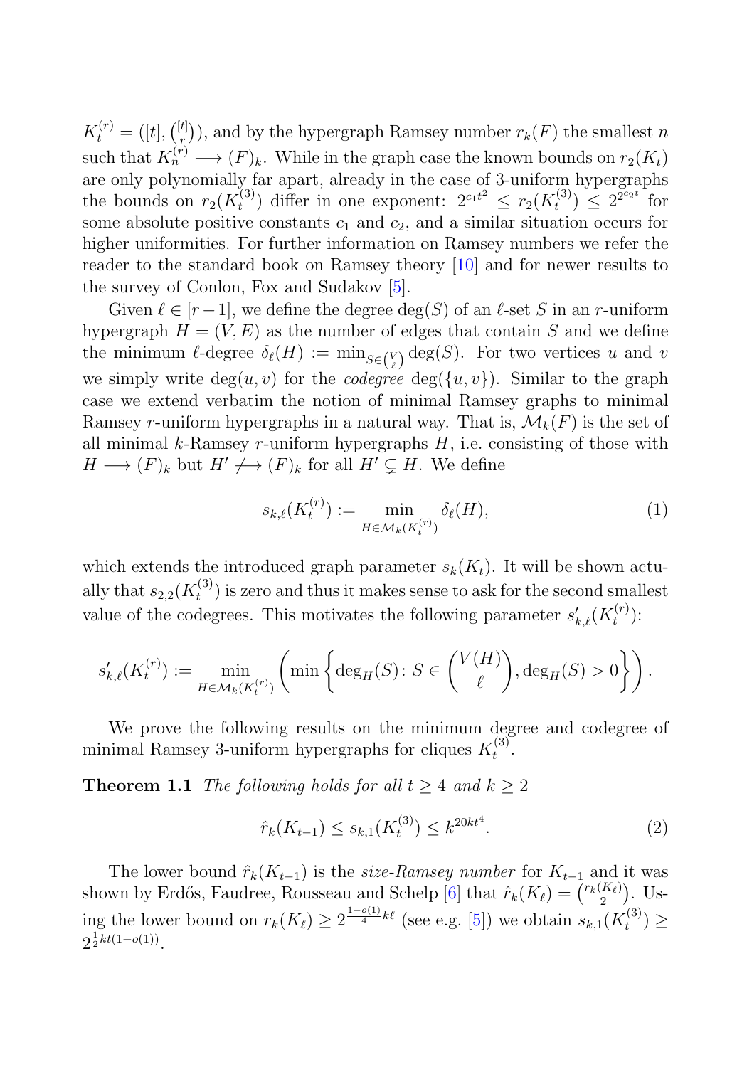$K_t^{(r)} = ([t], \binom{[t]}{r})$, and by the hypergraph Ramsey number $r_k(F)$ the smallest $n$ such that $K_n^{(r)} \longrightarrow (F)_k$. While in the graph case the known bounds on $r_2(K_t)$ are only polynomially far apart, already in the case of 3-uniform hypergraphs the bounds on $r_2(K_t^{(3)})$ differ in one exponent: $2^{c_1 t^2} \leq r_2(K_t^{(3)}) \leq 2^{2^{c_2 t}}$ for some absolute positive constants $c_1$ and $c_2$, and a similar situation occurs for higher uniformities. For further information on Ramsey numbers we refer the reader to the standard book on Ramsey theory [10] and for newer results to the survey of Conlon, Fox and Sudakov [5].

Given $\ell \in [r-1]$, we define the degree $\deg(S)$ of an $\ell$-set $S$ in an $r$-uniform hypergraph $H = (V, E)$ as the number of edges that contain $S$ and we define the minimum $\ell$-degree $\delta_\ell(H) := \min_{S \in \binom{V}{\ell}} \deg(S)$. For two vertices $u$ and $v$ we simply write $\deg(u, v)$ for the *codegree* $\deg(\{u, v\})$. Similar to the graph case we extend verbatim the notion of minimal Ramsey graphs to minimal Ramsey $r$-uniform hypergraphs in a natural way. That is, $\mathcal{M}_k(F)$ is the set of all minimal $k$-Ramsey $r$-uniform hypergraphs $H$, i.e. consisting of those with $H \longrightarrow (F)_k$ but $H' \not\longrightarrow (F)_k$ for all $H' \subsetneq H$. We define

$$s_{k,\ell}(K_t^{(r)}) := \min_{H \in \mathcal{M}_k(K_t^{(r)})} \delta_\ell(H), \tag{1}$$

which extends the introduced graph parameter $s_k(K_t)$. It will be shown actually that $s_{2,2}(K_t^{(3)})$ is zero and thus it makes sense to ask for the second smallest value of the codegrees. This motivates the following parameter $s'_{k,\ell}(K_t^{(r)})$:

$$s'_{k,\ell}(K_t^{(r)}) := \min_{H \in \mathcal{M}_k(K_t^{(r)})} \left( \min \left\{ \deg_H(S) \colon S \in \binom{V(H)}{\ell}, \deg_H(S) > 0 \right\} \right).$$

We prove the following results on the minimum degree and codegree of minimal Ramsey 3-uniform hypergraphs for cliques $K_t^{(3)}$.

**Theorem 1.1** *The following holds for all $t \geq 4$ and $k \geq 2$*

$$\hat{r}_k(K_{t-1}) \leq s_{k,1}(K_t^{(3)}) \leq k^{20kt^4}. \tag{2}$$

The lower bound $\hat{r}_k(K_{t-1})$ is the *size-Ramsey number* for $K_{t-1}$ and it was shown by Erdős, Faudree, Rousseau and Schelp [6] that $\hat{r}_k(K_\ell) = \binom{r_k(K_\ell)}{2}$. Using the lower bound on $r_k(K_\ell) \geq 2^{\frac{1-o(1)}{4}k\ell}$ (see e.g. [5]) we obtain $s_{k,1}(K_t^{(3)}) \geq 2^{\frac{1}{2}kt(1-o(1))}$.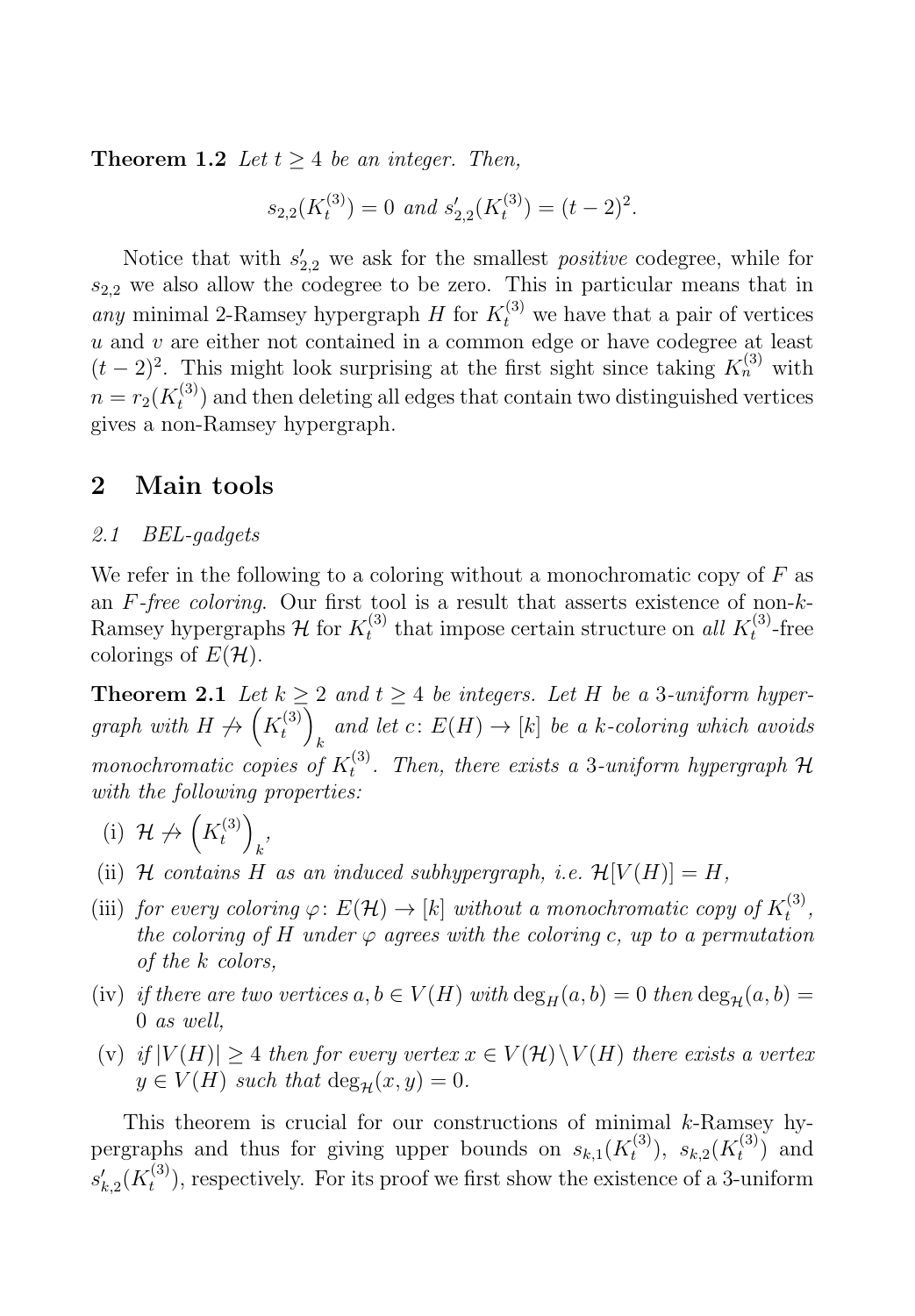**Theorem 1.2** *Let $t \geq 4$ be an integer. Then,*

$$s_{2,2}(K_t^{(3)}) = 0 \text{ and } s'_{2,2}(K_t^{(3)}) = (t-2)^2.$$

Notice that with $s'_{2,2}$ we ask for the smallest *positive* codegree, while for $s_{2,2}$ we also allow the codegree to be zero. This in particular means that in *any* minimal 2-Ramsey hypergraph $H$ for $K_t^{(3)}$ we have that a pair of vertices $u$ and $v$ are either not contained in a common edge or have codegree at least $(t-2)^2$. This might look surprising at the first sight since taking $K_n^{(3)}$ with $n = r_2(K_t^{(3)})$ and then deleting all edges that contain two distinguished vertices gives a non-Ramsey hypergraph.

## 2 Main tools

### 2.1 BEL-gadgets

We refer in the following to a coloring without a monochromatic copy of $F$ as an *$F$-free coloring*. Our first tool is a result that asserts existence of non-$k$-Ramsey hypergraphs $\mathcal{H}$ for $K_t^{(3)}$ that impose certain structure on *all* $K_t^{(3)}$-free colorings of $E(\mathcal{H})$.

**Theorem 2.1** *Let $k \geq 2$ and $t \geq 4$ be integers. Let $H$ be a 3-uniform hypergraph with $H \not\to \left(K_t^{(3)}\right)_k$ and let $c\colon E(H) \to [k]$ be a $k$-coloring which avoids monochromatic copies of $K_t^{(3)}$. Then, there exists a 3-uniform hypergraph $\mathcal{H}$ with the following properties:*

- (i) $\mathcal{H} \not\to \left(K_t^{(3)}\right)_k$,
- (ii) *$\mathcal{H}$ contains $H$ as an induced subhypergraph, i.e. $\mathcal{H}[V(H)] = H$,*
- (iii) *for every coloring $\varphi\colon E(\mathcal{H}) \to [k]$ without a monochromatic copy of $K_t^{(3)}$, the coloring of $H$ under $\varphi$ agrees with the coloring $c$, up to a permutation of the $k$ colors,*
- (iv) *if there are two vertices $a, b \in V(H)$ with $\deg_H(a,b) = 0$ then $\deg_{\mathcal{H}}(a,b) = 0$ as well,*
- (v) *if $|V(H)| \geq 4$ then for every vertex $x \in V(\mathcal{H}) \setminus V(H)$ there exists a vertex $y \in V(H)$ such that $\deg_{\mathcal{H}}(x,y) = 0$.*

This theorem is crucial for our constructions of minimal $k$-Ramsey hypergraphs and thus for giving upper bounds on $s_{k,1}(K_t^{(3)})$, $s_{k,2}(K_t^{(3)})$ and $s'_{k,2}(K_t^{(3)})$, respectively. For its proof we first show the existence of a 3-uniform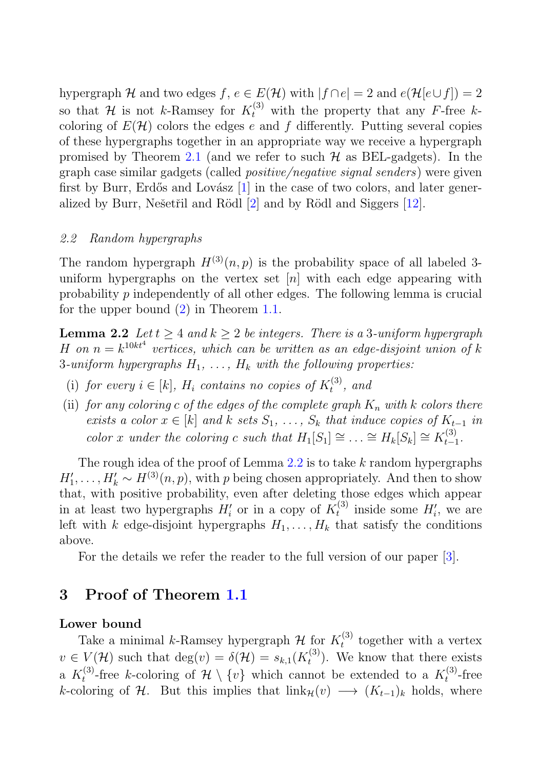hypergraph $\mathcal{H}$ and two edges $f, e \in E(\mathcal{H})$ with $|f \cap e| = 2$ and $e(\mathcal{H}[e \cup f]) = 2$ so that $\mathcal{H}$ is not $k$-Ramsey for $K_t^{(3)}$ with the property that any $F$-free $k$-coloring of $E(\mathcal{H})$ colors the edges $e$ and $f$ differently. Putting several copies of these hypergraphs together in an appropriate way we receive a hypergraph promised by Theorem 2.1 (and we refer to such $\mathcal{H}$ as BEL-gadgets). In the graph case similar gadgets (called *positive/negative signal senders*) were given first by Burr, Erdős and Lovász [1] in the case of two colors, and later generalized by Burr, Nešetřil and Rödl [2] and by Rödl and Siggers [12].

### *2.2 Random hypergraphs*

The random hypergraph $H^{(3)}(n, p)$ is the probability space of all labeled 3-uniform hypergraphs on the vertex set $[n]$ with each edge appearing with probability $p$ independently of all other edges. The following lemma is crucial for the upper bound (2) in Theorem 1.1.

**Lemma 2.2** *Let $t \geq 4$ and $k \geq 2$ be integers. There is a 3-uniform hypergraph $H$ on $n = k^{10kt^4}$ vertices, which can be written as an edge-disjoint union of $k$ 3-uniform hypergraphs $H_1, \ldots, H_k$ with the following properties:*

- (i) *for every $i \in [k]$, $H_i$ contains no copies of $K_t^{(3)}$, and*
- (ii) *for any coloring $c$ of the edges of the complete graph $K_n$ with $k$ colors there exists a color $x \in [k]$ and $k$ sets $S_1, \ldots, S_k$ that induce copies of $K_{t-1}$ in color $x$ under the coloring $c$ such that $H_1[S_1] \cong \ldots \cong H_k[S_k] \cong K_{t-1}^{(3)}$.*

The rough idea of the proof of Lemma 2.2 is to take $k$ random hypergraphs $H_1', \ldots, H_k' \sim H^{(3)}(n, p)$, with $p$ being chosen appropriately. And then to show that, with positive probability, even after deleting those edges which appear in at least two hypergraphs $H_i'$ or in a copy of $K_t^{(3)}$ inside some $H_i'$, we are left with $k$ edge-disjoint hypergraphs $H_1, \ldots, H_k$ that satisfy the conditions above.

For the details we refer the reader to the full version of our paper [3].

## 3 Proof of Theorem 1.1

**Lower bound**

Take a minimal $k$-Ramsey hypergraph $\mathcal{H}$ for $K_t^{(3)}$ together with a vertex $v \in V(\mathcal{H})$ such that $\deg(v) = \delta(\mathcal{H}) = s_{k,1}(K_t^{(3)})$. We know that there exists a $K_t^{(3)}$-free $k$-coloring of $\mathcal{H} \setminus \{v\}$ which cannot be extended to a $K_t^{(3)}$-free $k$-coloring of $\mathcal{H}$. But this implies that $\text{link}_{\mathcal{H}}(v) \longrightarrow (K_{t-1})_k$ holds, where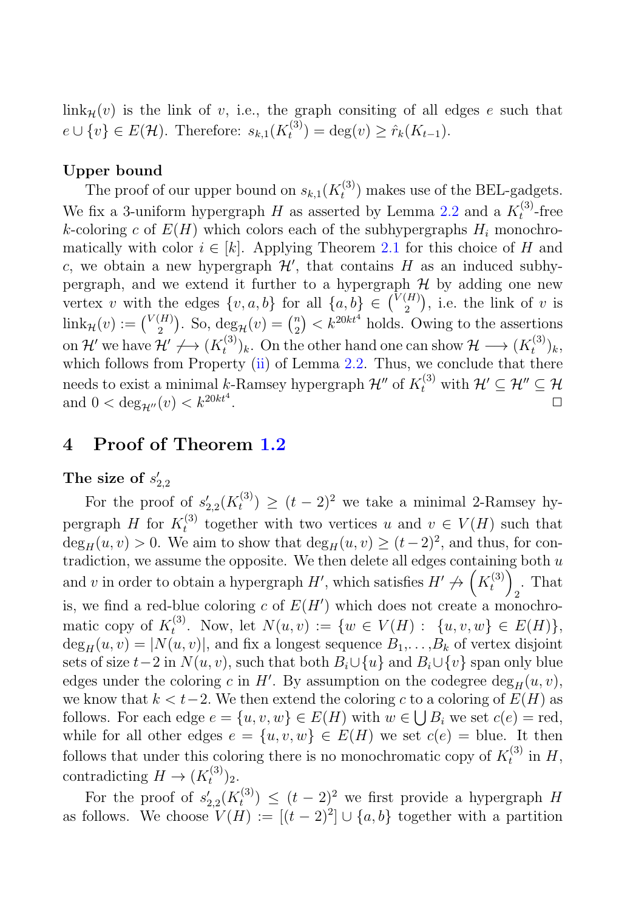$\mathrm{link}_{\mathcal{H}}(v)$ is the link of $v$, i.e., the graph consiting of all edges $e$ such that $e \cup \{v\} \in E(\mathcal{H})$. Therefore: $s_{k,1}(K_t^{(3)}) = \deg(v) \geq \hat{r}_k(K_{t-1})$.

**Upper bound**

The proof of our upper bound on $s_{k,1}(K_t^{(3)})$ makes use of the BEL-gadgets. We fix a 3-uniform hypergraph $H$ as asserted by Lemma 2.2 and a $K_t^{(3)}$-free $k$-coloring $c$ of $E(H)$ which colors each of the subhypergraphs $H_i$ monochromatically with color $i \in [k]$. Applying Theorem 2.1 for this choice of $H$ and $c$, we obtain a new hypergraph $\mathcal{H}'$, that contains $H$ as an induced subhypergraph, and we extend it further to a hypergraph $\mathcal{H}$ by adding one new vertex $v$ with the edges $\{v, a, b\}$ for all $\{a, b\} \in \binom{V(H)}{2}$, i.e. the link of $v$ is $\mathrm{link}_{\mathcal{H}}(v) := \binom{V(H)}{2}$. So, $\deg_{\mathcal{H}}(v) = \binom{n}{2} < k^{20kt^4}$ holds. Owing to the assertions on $\mathcal{H}'$ we have $\mathcal{H}' \not\longrightarrow (K_t^{(3)})_k$. On the other hand one can show $\mathcal{H} \longrightarrow (K_t^{(3)})_k$, which follows from Property (ii) of Lemma 2.2. Thus, we conclude that there needs to exist a minimal $k$-Ramsey hypergraph $\mathcal{H}''$ of $K_t^{(3)}$ with $\mathcal{H}' \subseteq \mathcal{H}'' \subseteq \mathcal{H}$ and $0 < \deg_{\mathcal{H}''}(v) < k^{20kt^4}$. □

## 4 Proof of Theorem 1.2

**The size of $s'_{2,2}$**

For the proof of $s'_{2,2}(K_t^{(3)}) \geq (t-2)^2$ we take a minimal 2-Ramsey hypergraph $H$ for $K_t^{(3)}$ together with two vertices $u$ and $v \in V(H)$ such that $\deg_H(u, v) > 0$. We aim to show that $\deg_H(u, v) \geq (t-2)^2$, and thus, for contradiction, we assume the opposite. We then delete all edges containing both $u$ and $v$ in order to obtain a hypergraph $H'$, which satisfies $H' \not\rightarrow \left(K_t^{(3)}\right)_2$. That is, we find a red-blue coloring $c$ of $E(H')$ which does not create a monochromatic copy of $K_t^{(3)}$. Now, let $N(u, v) := \{w \in V(H) : \{u, v, w\} \in E(H)\}$, $\deg_H(u, v) = |N(u, v)|$, and fix a longest sequence $B_1, \ldots, B_k$ of vertex disjoint sets of size $t-2$ in $N(u, v)$, such that both $B_i \cup \{u\}$ and $B_i \cup \{v\}$ span only blue edges under the coloring $c$ in $H'$. By assumption on the codegree $\deg_H(u, v)$, we know that $k < t-2$. We then extend the coloring $c$ to a coloring of $E(H)$ as follows. For each edge $e = \{u, v, w\} \in E(H)$ with $w \in \bigcup B_i$ we set $c(e) = $ red, while for all other edges $e = \{u, v, w\} \in E(H)$ we set $c(e) = $ blue. It then follows that under this coloring there is no monochromatic copy of $K_t^{(3)}$ in $H$, contradicting $H \rightarrow (K_t^{(3)})_2$.

For the proof of $s'_{2,2}(K_t^{(3)}) \leq (t-2)^2$ we first provide a hypergraph $H$ as follows. We choose $V(H) := [(t-2)^2] \cup \{a, b\}$ together with a partition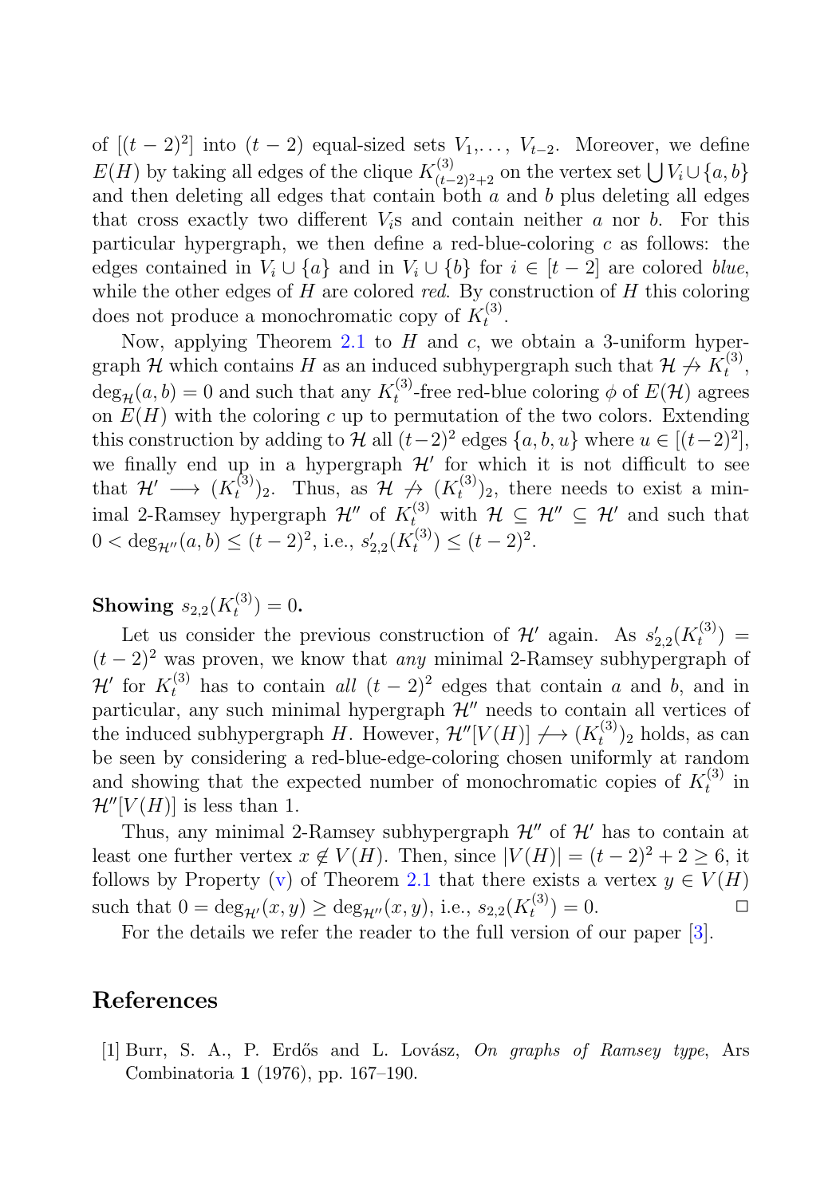of $[(t-2)^2]$ into $(t-2)$ equal-sized sets $V_1,\ldots, V_{t-2}$. Moreover, we define $E(H)$ by taking all edges of the clique $K^{(3)}_{(t-2)^2+2}$ on the vertex set $\bigcup V_i \cup \{a,b\}$ and then deleting all edges that contain both $a$ and $b$ plus deleting all edges that cross exactly two different $V_i$s and contain neither $a$ nor $b$. For this particular hypergraph, we then define a red-blue-coloring $c$ as follows: the edges contained in $V_i \cup \{a\}$ and in $V_i \cup \{b\}$ for $i \in [t-2]$ are colored *blue*, while the other edges of $H$ are colored *red*. By construction of $H$ this coloring does not produce a monochromatic copy of $K_t^{(3)}$.

Now, applying Theorem 2.1 to $H$ and $c$, we obtain a 3-uniform hypergraph $\mathcal{H}$ which contains $H$ as an induced subhypergraph such that $\mathcal{H} \not\to K_t^{(3)}$, $\deg_{\mathcal{H}}(a,b) = 0$ and such that any $K_t^{(3)}$-free red-blue coloring $\phi$ of $E(\mathcal{H})$ agrees on $E(H)$ with the coloring $c$ up to permutation of the two colors. Extending this construction by adding to $\mathcal{H}$ all $(t-2)^2$ edges $\{a,b,u\}$ where $u \in [(t-2)^2]$, we finally end up in a hypergraph $\mathcal{H}'$ for which it is not difficult to see that $\mathcal{H}' \longrightarrow (K_t^{(3)})_2$. Thus, as $\mathcal{H} \not\to (K_t^{(3)})_2$, there needs to exist a minimal 2-Ramsey hypergraph $\mathcal{H}''$ of $K_t^{(3)}$ with $\mathcal{H} \subseteq \mathcal{H}'' \subseteq \mathcal{H}'$ and such that $0 < \deg_{\mathcal{H}''}(a,b) \leq (t-2)^2$, i.e., $s'_{2,2}(K_t^{(3)}) \leq (t-2)^2$.

**Showing $s_{2,2}(K_t^{(3)}) = 0$.**

Let us consider the previous construction of $\mathcal{H}'$ again. As $s'_{2,2}(K_t^{(3)}) = (t-2)^2$ was proven, we know that *any* minimal 2-Ramsey subhypergraph of $\mathcal{H}'$ for $K_t^{(3)}$ has to contain *all* $(t-2)^2$ edges that contain $a$ and $b$, and in particular, any such minimal hypergraph $\mathcal{H}''$ needs to contain all vertices of the induced subhypergraph $H$. However, $\mathcal{H}''[V(H)] \not\longrightarrow (K_t^{(3)})_2$ holds, as can be seen by considering a red-blue-edge-coloring chosen uniformly at random and showing that the expected number of monochromatic copies of $K_t^{(3)}$ in $\mathcal{H}''[V(H)]$ is less than 1.

Thus, any minimal 2-Ramsey subhypergraph $\mathcal{H}''$ of $\mathcal{H}'$ has to contain at least one further vertex $x \notin V(H)$. Then, since $|V(H)| = (t-2)^2 + 2 \geq 6$, it follows by Property (v) of Theorem 2.1 that there exists a vertex $y \in V(H)$ such that $0 = \deg_{\mathcal{H}'}(x,y) \geq \deg_{\mathcal{H}''}(x,y)$, i.e., $s_{2,2}(K_t^{(3)}) = 0$. $\square$

For the details we refer the reader to the full version of our paper [3].

## References

[1] Burr, S. A., P. Erdős and L. Lovász, *On graphs of Ramsey type*, Ars Combinatoria **1** (1976), pp. 167–190.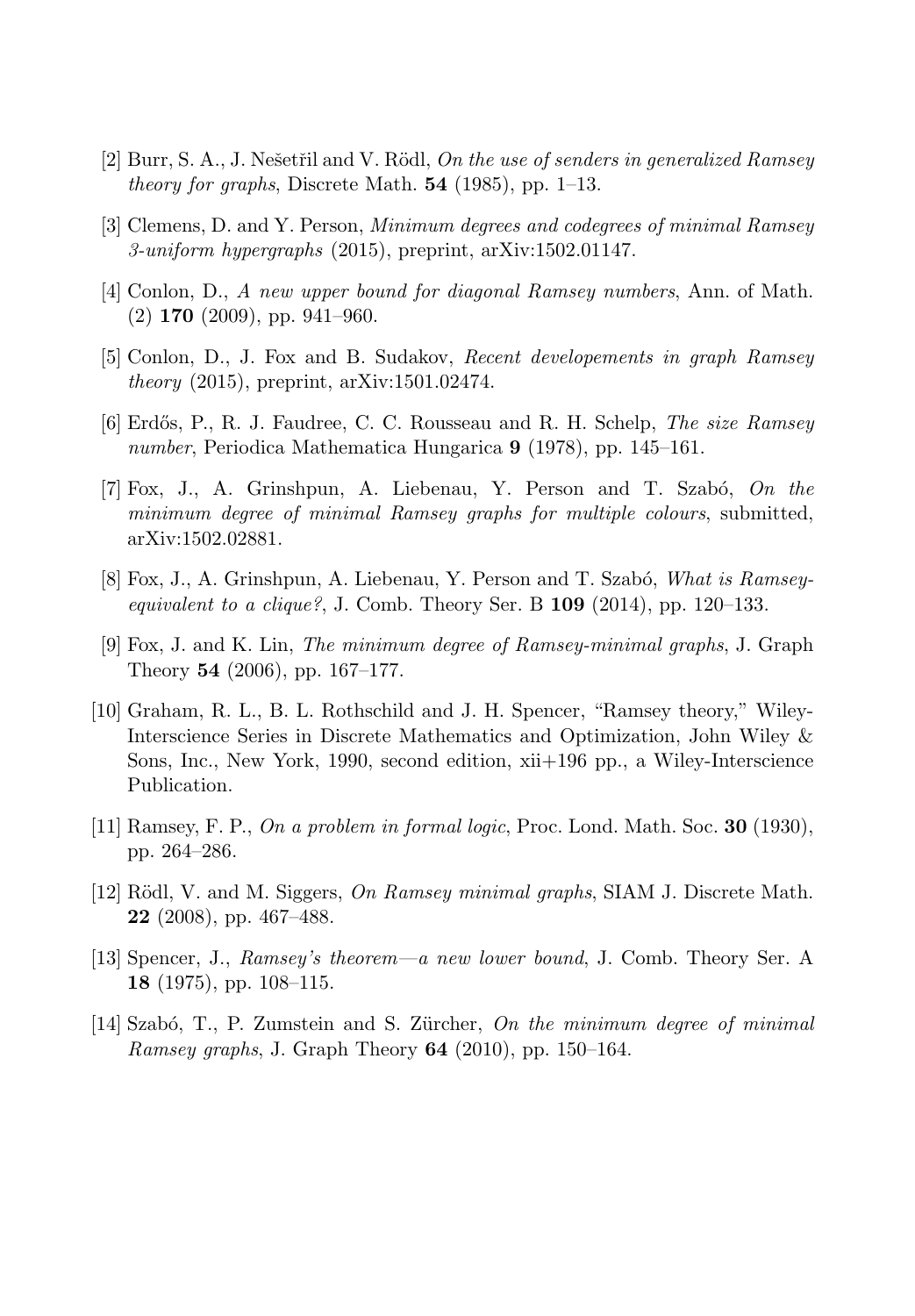[2] Burr, S. A., J. Nešetřil and V. Rödl, *On the use of senders in generalized Ramsey theory for graphs*, Discrete Math. **54** (1985), pp. 1–13.

[3] Clemens, D. and Y. Person, *Minimum degrees and codegrees of minimal Ramsey 3-uniform hypergraphs* (2015), preprint, arXiv:1502.01147.

[4] Conlon, D., *A new upper bound for diagonal Ramsey numbers*, Ann. of Math. (2) **170** (2009), pp. 941–960.

[5] Conlon, D., J. Fox and B. Sudakov, *Recent developements in graph Ramsey theory* (2015), preprint, arXiv:1501.02474.

[6] Erdős, P., R. J. Faudree, C. C. Rousseau and R. H. Schelp, *The size Ramsey number*, Periodica Mathematica Hungarica **9** (1978), pp. 145–161.

[7] Fox, J., A. Grinshpun, A. Liebenau, Y. Person and T. Szabó, *On the minimum degree of minimal Ramsey graphs for multiple colours*, submitted, arXiv:1502.02881.

[8] Fox, J., A. Grinshpun, A. Liebenau, Y. Person and T. Szabó, *What is Ramsey-equivalent to a clique?*, J. Comb. Theory Ser. B **109** (2014), pp. 120–133.

[9] Fox, J. and K. Lin, *The minimum degree of Ramsey-minimal graphs*, J. Graph Theory **54** (2006), pp. 167–177.

[10] Graham, R. L., B. L. Rothschild and J. H. Spencer, "Ramsey theory," Wiley-Interscience Series in Discrete Mathematics and Optimization, John Wiley & Sons, Inc., New York, 1990, second edition, xii+196 pp., a Wiley-Interscience Publication.

[11] Ramsey, F. P., *On a problem in formal logic*, Proc. Lond. Math. Soc. **30** (1930), pp. 264–286.

[12] Rödl, V. and M. Siggers, *On Ramsey minimal graphs*, SIAM J. Discrete Math. **22** (2008), pp. 467–488.

[13] Spencer, J., *Ramsey's theorem—a new lower bound*, J. Comb. Theory Ser. A **18** (1975), pp. 108–115.

[14] Szabó, T., P. Zumstein and S. Zürcher, *On the minimum degree of minimal Ramsey graphs*, J. Graph Theory **64** (2010), pp. 150–164.